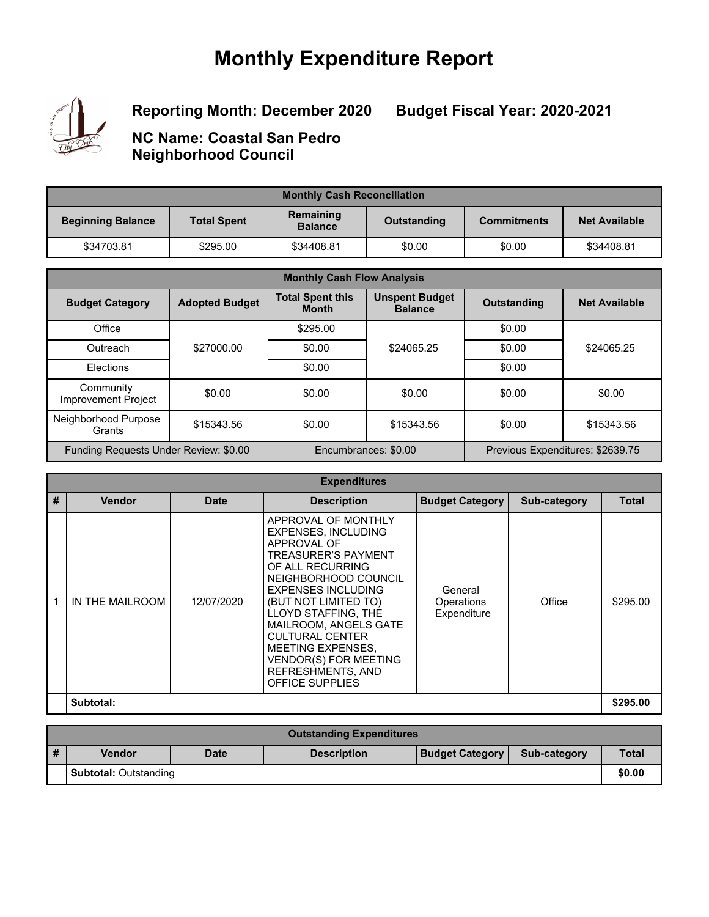# Monthly Expenditure Report

**Reporting Month: December 2020** **Budget Fiscal Year: 2020-2021**

**NC Name: Coastal San Pedro Neighborhood Council**

| Monthly Cash Reconciliation | | | | | |
|---|---|---|---|---|---|
| **Beginning Balance** | **Total Spent** | **Remaining Balance** | **Outstanding** | **Commitments** | **Net Available** |
| $34703.81 | $295.00 | $34408.81 | $0.00 | $0.00 | $34408.81 |

| Monthly Cash Flow Analysis | | | | | |
|---|---|---|---|---|---|
| **Budget Category** | **Adopted Budget** | **Total Spent this Month** | **Unspent Budget Balance** | **Outstanding** | **Net Available** |
| Office | $27000.00 | $295.00 | $24065.25 | $0.00 | $24065.25 |
| Outreach | | $0.00 | | $0.00 | |
| Elections | | $0.00 | | $0.00 | |
| Community Improvement Project | $0.00 | $0.00 | $0.00 | $0.00 | $0.00 |
| Neighborhood Purpose Grants | $15343.56 | $0.00 | $15343.56 | $0.00 | $15343.56 |
| Funding Requests Under Review: $0.00 | | Encumbrances: $0.00 | | Previous Expenditures: $2639.75 | |

| Expenditures | | | | | | |
|---|---|---|---|---|---|---|
| **#** | **Vendor** | **Date** | **Description** | **Budget Category** | **Sub-category** | **Total** |
| 1 | IN THE MAILROOM | 12/07/2020 | APPROVAL OF MONTHLY EXPENSES, INCLUDING APPROVAL OF TREASURER'S PAYMENT OF ALL RECURRING NEIGHBORHOOD COUNCIL EXPENSES INCLUDING (BUT NOT LIMITED TO) LLOYD STAFFING, THE MAILROOM, ANGELS GATE CULTURAL CENTER MEETING EXPENSES, VENDOR(S) FOR MEETING REFRESHMENTS, AND OFFICE SUPPLIES | General Operations Expenditure | Office | $295.00 |
| | **Subtotal:** | | | | | **$295.00** |

| Outstanding Expenditures | | | | | | |
|---|---|---|---|---|---|---|
| **#** | **Vendor** | **Date** | **Description** | **Budget Category** | **Sub-category** | **Total** |
| | **Subtotal:** Outstanding | | | | | **$0.00** |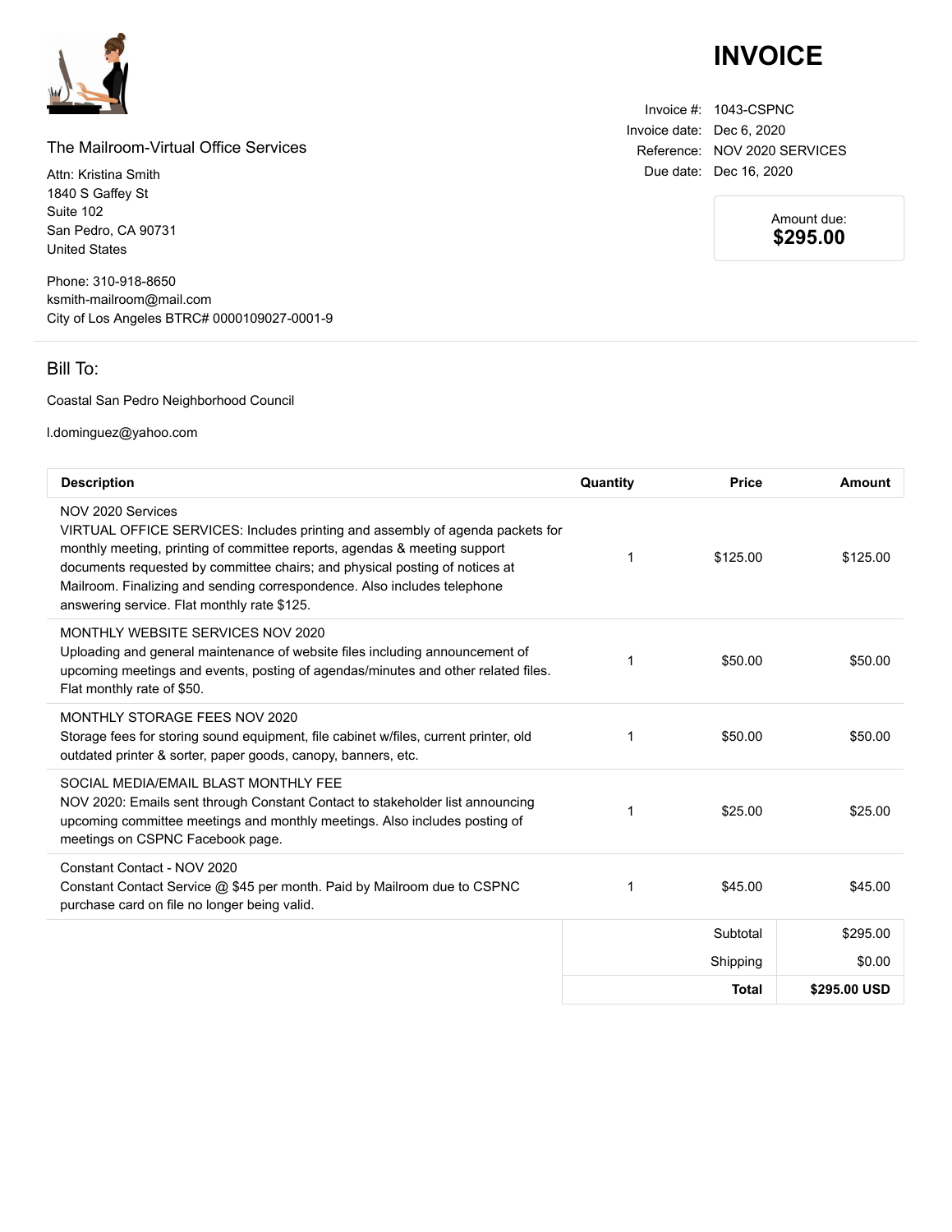# INVOICE

The Mailroom-Virtual Office Services

Attn: Kristina Smith
1840 S Gaffey St
Suite 102
San Pedro, CA 90731
United States

Phone: 310-918-8650
ksmith-mailroom@mail.com
City of Los Angeles BTRC# 0000109027-0001-9

Invoice #: 1043-CSPNC
Invoice date: Dec 6, 2020
Reference: NOV 2020 SERVICES
Due date: Dec 16, 2020

Amount due:
**$295.00**

## Bill To:

Coastal San Pedro Neighborhood Council

l.dominguez@yahoo.com

| Description | Quantity | Price | Amount |
|---|---|---|---|
| NOV 2020 Services<br>VIRTUAL OFFICE SERVICES: Includes printing and assembly of agenda packets for monthly meeting, printing of committee reports, agendas & meeting support documents requested by committee chairs; and physical posting of notices at Mailroom. Finalizing and sending correspondence. Also includes telephone answering service. Flat monthly rate $125. | 1 | $125.00 | $125.00 |
| MONTHLY WEBSITE SERVICES NOV 2020<br>Uploading and general maintenance of website files including announcement of upcoming meetings and events, posting of agendas/minutes and other related files. Flat monthly rate of $50. | 1 | $50.00 | $50.00 |
| MONTHLY STORAGE FEES NOV 2020<br>Storage fees for storing sound equipment, file cabinet w/files, current printer, old outdated printer & sorter, paper goods, canopy, banners, etc. | 1 | $50.00 | $50.00 |
| SOCIAL MEDIA/EMAIL BLAST MONTHLY FEE<br>NOV 2020: Emails sent through Constant Contact to stakeholder list announcing upcoming committee meetings and monthly meetings. Also includes posting of meetings on CSPNC Facebook page. | 1 | $25.00 | $25.00 |
| Constant Contact - NOV 2020<br>Constant Contact Service @ $45 per month. Paid by Mailroom due to CSPNC purchase card on file no longer being valid. | 1 | $45.00 | $45.00 |
| | | Subtotal | $295.00 |
| | | Shipping | $0.00 |
| | | **Total** | **$295.00 USD** |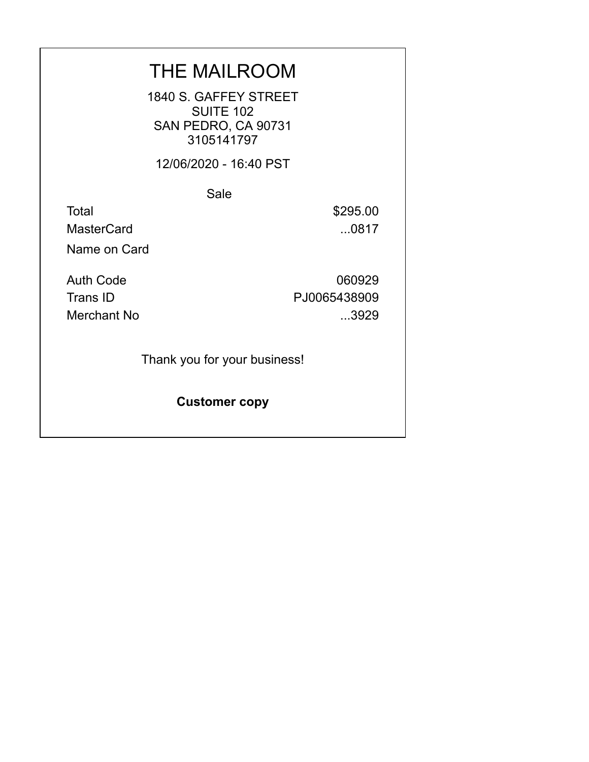# THE MAILROOM

1840 S. GAFFEY STREET
SUITE 102
SAN PEDRO, CA 90731
3105141797

12/06/2020 - 16:40 PST

Sale

| | |
|---|---|
| Total | $295.00 |
| MasterCard | ...0817 |
| Name on Card | |
| Auth Code | 060929 |
| Trans ID | PJ0065438909 |
| Merchant No | ...3929 |

Thank you for your business!

**Customer copy**